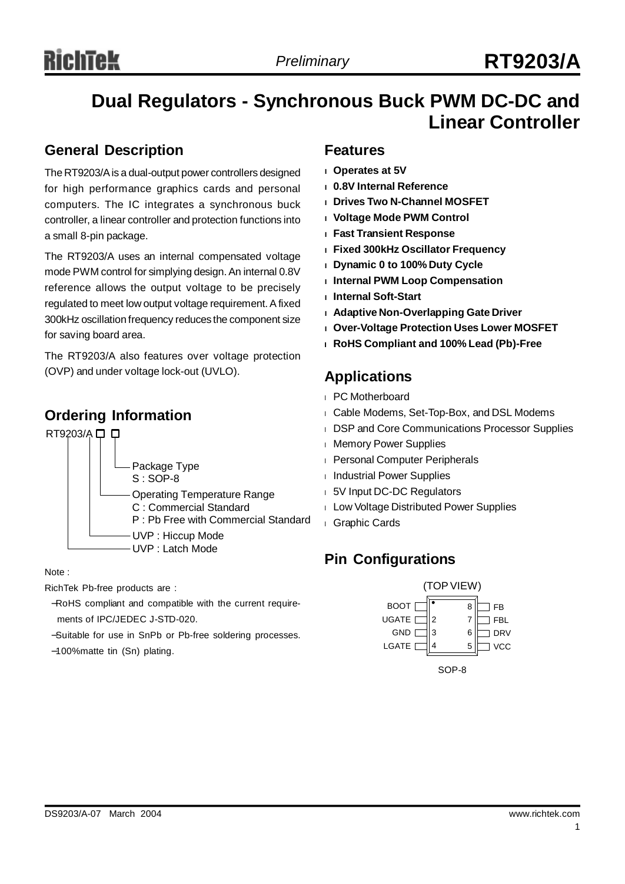# Dual Regulators - Synchronous Buck PWM DC-DC and Linear Controller

## General Description

The RT9203/A is a dual-output power controllers designed for high performance graphics cards and personal computers. The IC integrates a synchronous buck controller, a linear controller and protection functions into a small 8-pin package.

The RT9203/A uses an internal compensated voltage mode PWM control for simplying design. An internal 0.8V reference allows the output voltage to be precisely regulated to meet low output voltage requirement. A fixed 300kHz oscillation frequency reduces the component size for saving board area.

The RT9203/A also features over voltage protection (OVP) and under voltage lock-out (UVLO).

## Ordering Information

RT9203/A □ □

- Package Type
  - S : SOP-8
- Operating Temperature Range
  - C : Commercial Standard
  - P : Pb Free with Commercial Standard
- UVP : Hiccup Mode
- UVP : Latch Mode

Note :

RichTek Pb-free products are :

- RoHS compliant and compatible with the current requirements of IPC/JEDEC J-STD-020.
- Suitable for use in SnPb or Pb-free soldering processes.
- 100%matte tin (Sn) plating.

## Features

- **Operates at 5V**
- **0.8V Internal Reference**
- **Drives Two N-Channel MOSFET**
- **Voltage Mode PWM Control**
- **Fast Transient Response**
- **Fixed 300kHz Oscillator Frequency**
- **Dynamic 0 to 100% Duty Cycle**
- **Internal PWM Loop Compensation**
- **Internal Soft-Start**
- **Adaptive Non-Overlapping Gate Driver**
- **Over-Voltage Protection Uses Lower MOSFET**
- **RoHS Compliant and 100% Lead (Pb)-Free**

## Applications

- PC Motherboard
- Cable Modems, Set-Top-Box, and DSL Modems
- DSP and Core Communications Processor Supplies
- Memory Power Supplies
- Personal Computer Peripherals
- Industrial Power Supplies
- 5V Input DC-DC Regulators
- Low Voltage Distributed Power Supplies
- Graphic Cards

## Pin Configurations

(TOP VIEW)

| Pin | Name | Pin | Name |
|---|---|---|---|
| 1 | BOOT | 8 | FB |
| 2 | UGATE | 7 | FBL |
| 3 | GND | 6 | DRV |
| 4 | LGATE | 5 | VCC |

SOP-8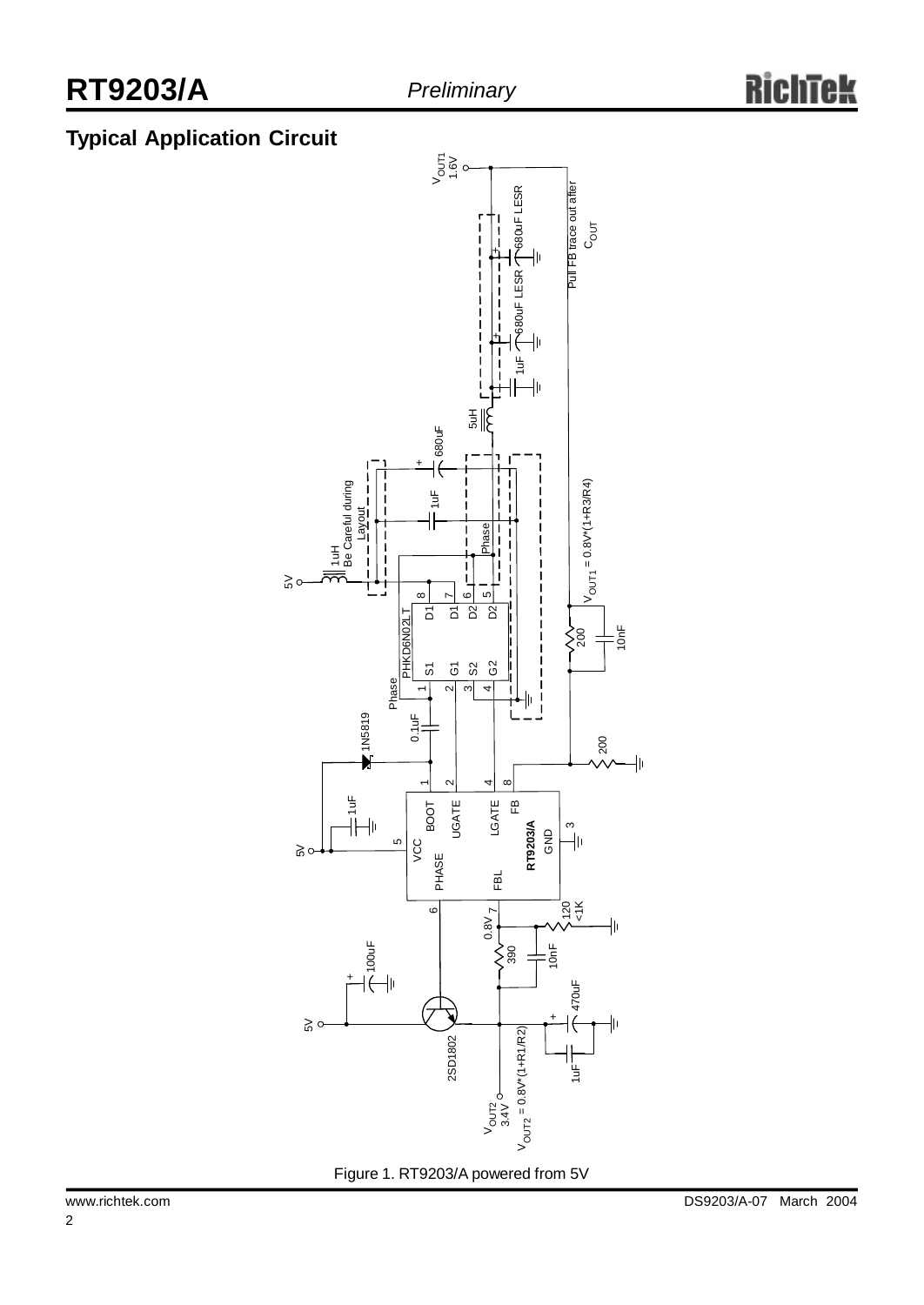## Typical Application Circuit

Figure 1. RT9203/A powered from 5V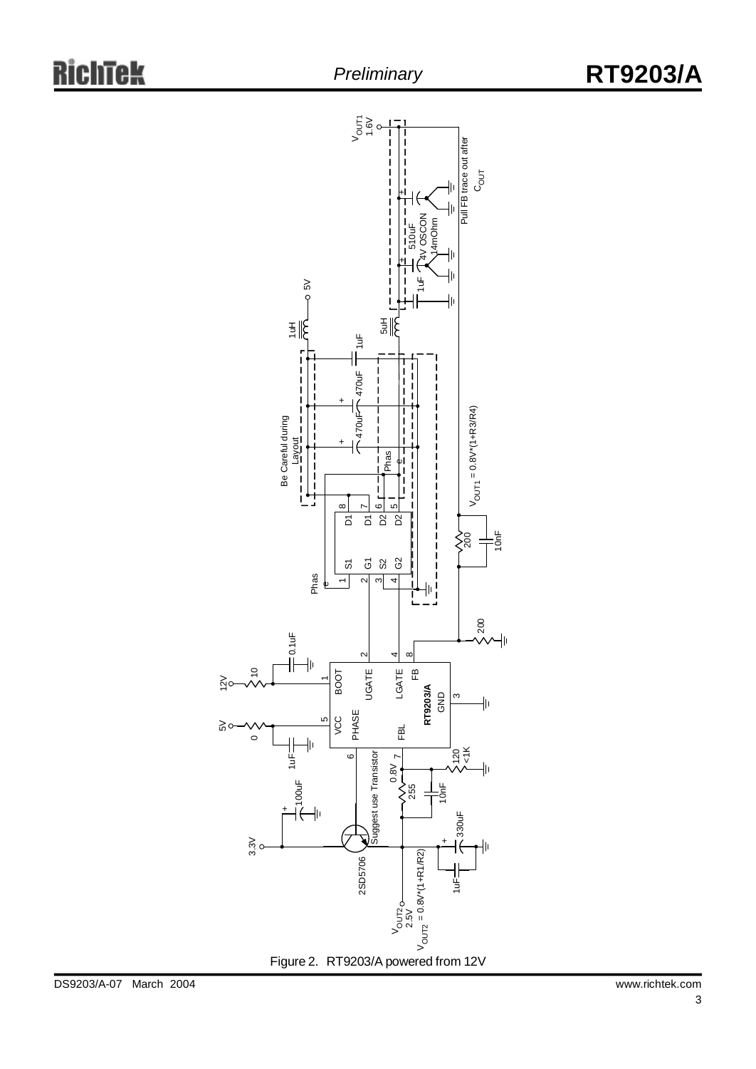Figure 2. RT9203/A powered from 12V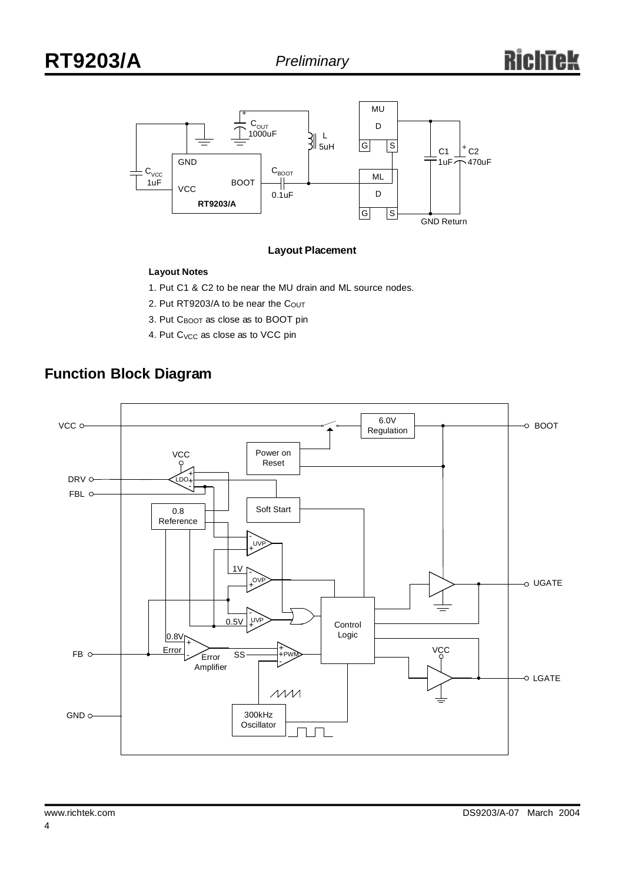**Layout Placement**

**Layout Notes**

1. Put C1 & C2 to be near the MU drain and ML source nodes.
2. Put RT9203/A to be near the $C_{OUT}$
3. Put $C_{BOOT}$ as close as to BOOT pin
4. Put $C_{VCC}$ as close as to VCC pin

## Function Block Diagram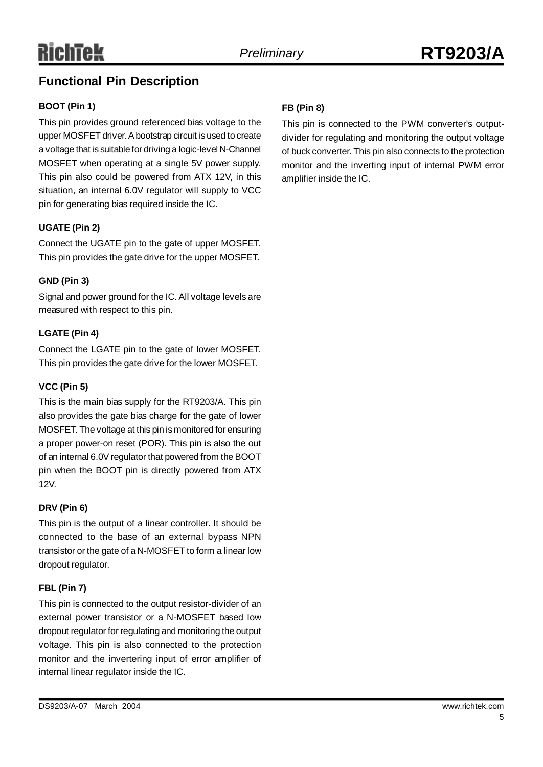## Functional Pin Description

### BOOT (Pin 1)

This pin provides ground referenced bias voltage to the upper MOSFET driver. A bootstrap circuit is used to create a voltage that is suitable for driving a logic-level N-Channel MOSFET when operating at a single 5V power supply. This pin also could be powered from ATX 12V, in this situation, an internal 6.0V regulator will supply to VCC pin for generating bias required inside the IC.

### UGATE (Pin 2)

Connect the UGATE pin to the gate of upper MOSFET. This pin provides the gate drive for the upper MOSFET.

### GND (Pin 3)

Signal and power ground for the IC. All voltage levels are measured with respect to this pin.

### LGATE (Pin 4)

Connect the LGATE pin to the gate of lower MOSFET. This pin provides the gate drive for the lower MOSFET.

### VCC (Pin 5)

This is the main bias supply for the RT9203/A. This pin also provides the gate bias charge for the gate of lower MOSFET. The voltage at this pin is monitored for ensuring a proper power-on reset (POR). This pin is also the out of an internal 6.0V regulator that powered from the BOOT pin when the BOOT pin is directly powered from ATX 12V.

### DRV (Pin 6)

This pin is the output of a linear controller. It should be connected to the base of an external bypass NPN transistor or the gate of a N-MOSFET to form a linear low dropout regulator.

### FBL (Pin 7)

This pin is connected to the output resistor-divider of an external power transistor or a N-MOSFET based low dropout regulator for regulating and monitoring the output voltage. This pin is also connected to the protection monitor and the invertering input of error amplifier of internal linear regulator inside the IC.

### FB (Pin 8)

This pin is connected to the PWM converter's output-divider for regulating and monitoring the output voltage of buck converter. This pin also connects to the protection monitor and the inverting input of internal PWM error amplifier inside the IC.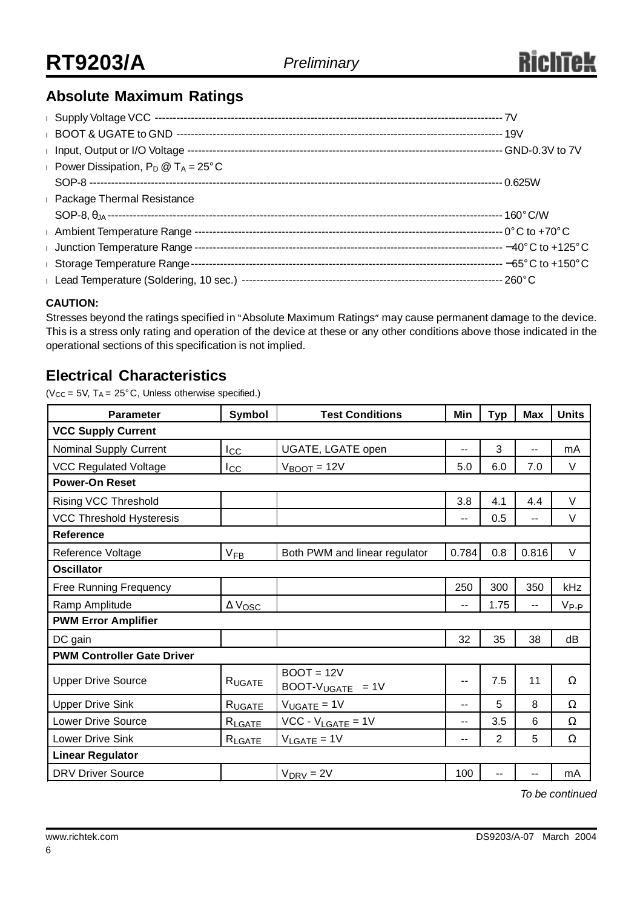## Absolute Maximum Ratings

- Supply Voltage VCC ---------------------------------------------------------------------------------------------- 7V
- BOOT & UGATE to GND ---------------------------------------------------------------------------------------- 19V
- Input, Output or I/O Voltage ---------------------------------------------------------------------------------- GND-0.3V to 7V
- Power Dissipation, $P_D$ @ $T_A$ = 25°C
  SOP-8 ---------------------------------------------------------------------------------------------------------------- 0.625W
- Package Thermal Resistance
  SOP-8, $\theta_{JA}$ -------------------------------------------------------------------------------------------------------- 160°C/W
- Ambient Temperature Range ----------------------------------------------------------------------------------- 0°C to +70°C
- Junction Temperature Range ----------------------------------------------------------------------------------- −40°C to +125°C
- Storage Temperature Range ------------------------------------------------------------------------------------ −65°C to +150°C
- Lead Temperature (Soldering, 10 sec.) ------------------------------------------------------------------------ 260°C

**CAUTION:**

Stresses beyond the ratings specified in "Absolute Maximum Ratings" may cause permanent damage to the device. This is a stress only rating and operation of the device at these or any other conditions above those indicated in the operational sections of this specification is not implied.

## Electrical Characteristics

($V_{CC}$ = 5V, $T_A$ = 25°C, Unless otherwise specified.)

| Parameter | Symbol | Test Conditions | Min | Typ | Max | Units |
|---|---|---|---|---|---|---|
| **VCC Supply Current** | | | | | | |
| Nominal Supply Current | $I_{CC}$ | UGATE, LGATE open | -- | 3 | -- | mA |
| VCC Regulated Voltage | $I_{CC}$ | $V_{BOOT}$ = 12V | 5.0 | 6.0 | 7.0 | V |
| **Power-On Reset** | | | | | | |
| Rising VCC Threshold | | | 3.8 | 4.1 | 4.4 | V |
| VCC Threshold Hysteresis | | | -- | 0.5 | -- | V |
| **Reference** | | | | | | |
| Reference Voltage | $V_{FB}$ | Both PWM and linear regulator | 0.784 | 0.8 | 0.816 | V |
| **Oscillator** | | | | | | |
| Free Running Frequency | | | 250 | 300 | 350 | kHz |
| Ramp Amplitude | $\Delta V_{OSC}$ | | -- | 1.75 | -- | $V_{P-P}$ |
| **PWM Error Amplifier** | | | | | | |
| DC gain | | | 32 | 35 | 38 | dB |
| **PWM Controller Gate Driver** | | | | | | |
| Upper Drive Source | $R_{UGATE}$ | BOOT = 12V<br>BOOT-$V_{UGATE}$ = 1V | -- | 7.5 | 11 | Ω |
| Upper Drive Sink | $R_{UGATE}$ | $V_{UGATE}$ = 1V | -- | 5 | 8 | Ω |
| Lower Drive Source | $R_{LGATE}$ | VCC - $V_{LGATE}$ = 1V | -- | 3.5 | 6 | Ω |
| Lower Drive Sink | $R_{LGATE}$ | $V_{LGATE}$ = 1V | -- | 2 | 5 | Ω |
| **Linear Regulator** | | | | | | |
| DRV Driver Source | | $V_{DRV}$ = 2V | 100 | -- | -- | mA |

*To be continued*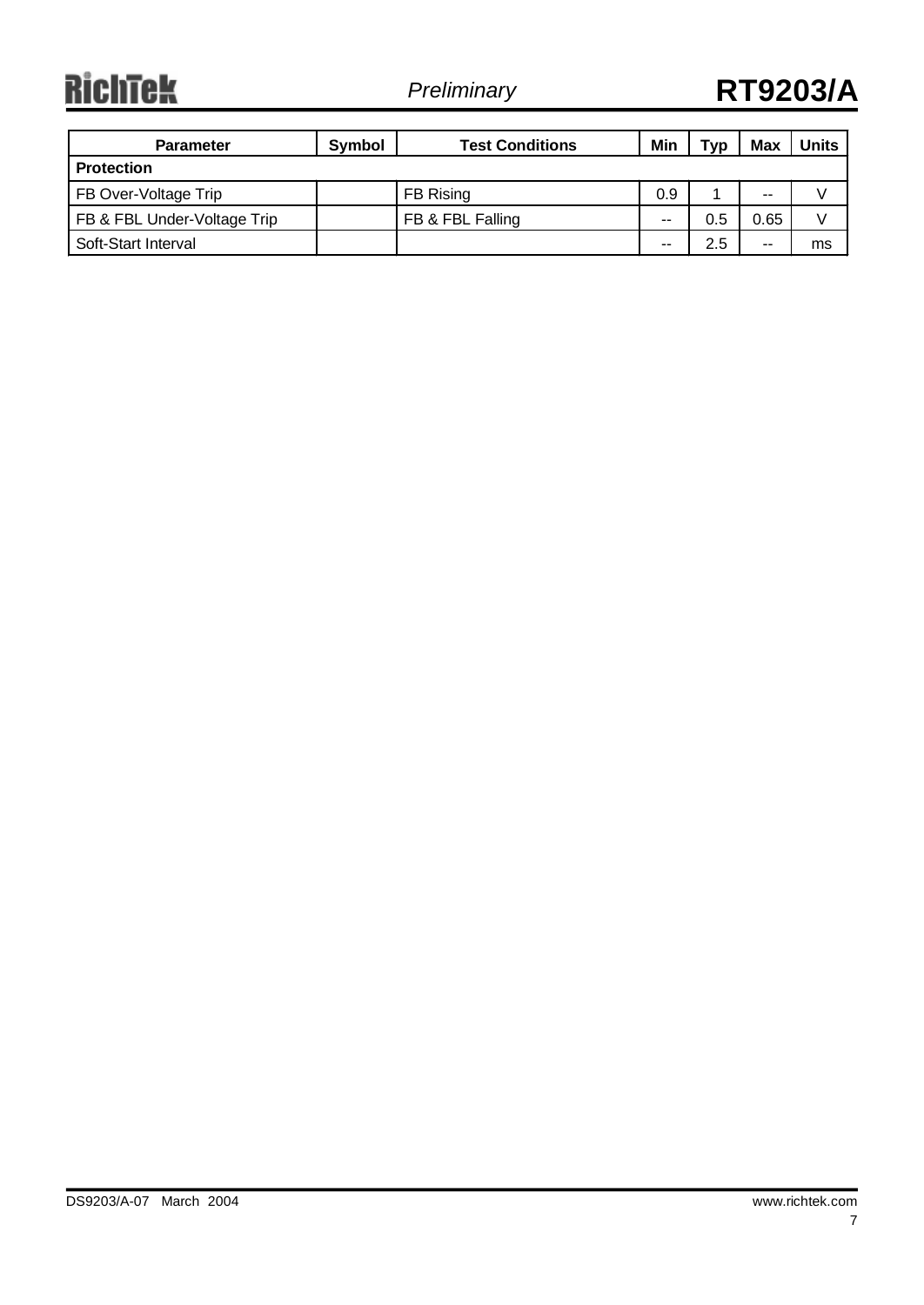| Parameter | Symbol | Test Conditions | Min | Typ | Max | Units |
|---|---|---|---|---|---|---|
| **Protection** | | | | | | |
| FB Over-Voltage Trip | | FB Rising | 0.9 | 1 | -- | V |
| FB & FBL Under-Voltage Trip | | FB & FBL Falling | -- | 0.5 | 0.65 | V |
| Soft-Start Interval | | | -- | 2.5 | -- | ms |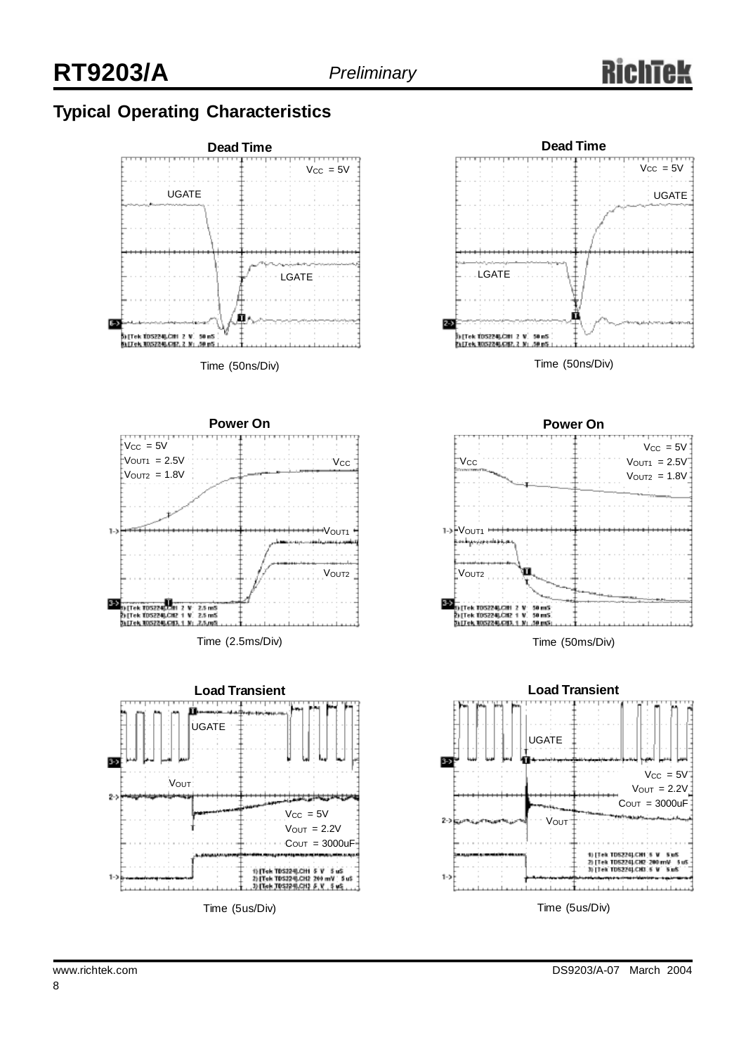## Typical Operating Characteristics

**Dead Time**

$V_{CC}$ = 5V

UGATE

LGATE

Time (50ns/Div)

**Dead Time**

$V_{CC}$ = 5V

UGATE

LGATE

Time (50ns/Div)

**Power On**

$V_{CC}$ = 5V
$V_{OUT1}$ = 2.5V
$V_{OUT2}$ = 1.8V

$V_{CC}$

$V_{OUT1}$

$V_{OUT2}$

Time (2.5ms/Div)

**Power On**

$V_{CC}$ = 5V
$V_{OUT1}$ = 2.5V
$V_{OUT2}$ = 1.8V

$V_{CC}$

$V_{OUT1}$

$V_{OUT2}$

Time (50ms/Div)

**Load Transient**

UGATE

$V_{OUT}$

$V_{CC}$ = 5V
$V_{OUT}$ = 2.2V
$C_{OUT}$ = 3000uF

Time (5us/Div)

**Load Transient**

UGATE

$V_{CC}$ = 5V
$V_{OUT}$ = 2.2V
$C_{OUT}$ = 3000uF

$V_{OUT}$

Time (5us/Div)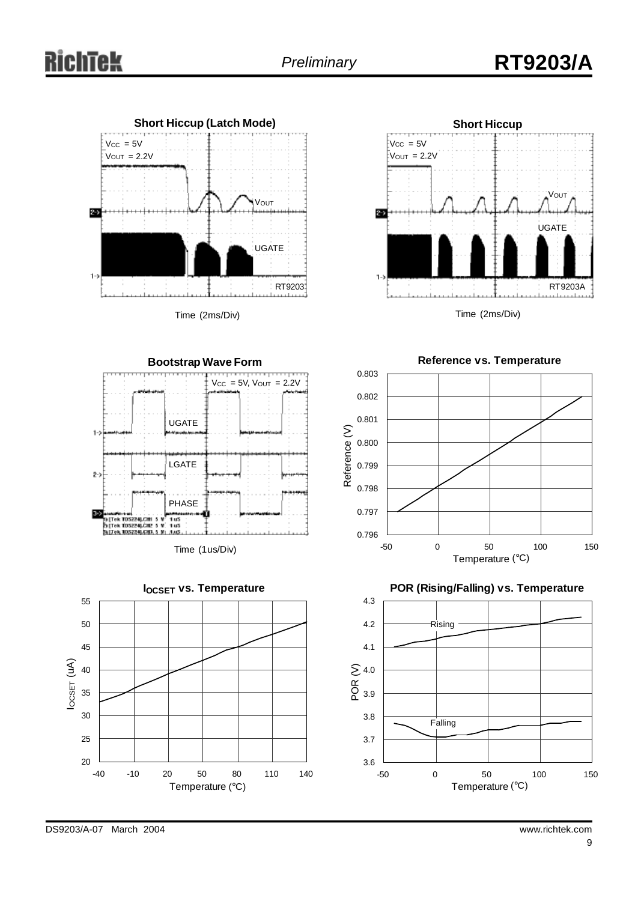**Short Hiccup (Latch Mode)**

$V_{CC}$ = 5V
$V_{OUT}$ = 2.2V

$V_{OUT}$

UGATE

RT9203

Time (2ms/Div)

**Short Hiccup**

$V_{CC}$ = 5V
$V_{OUT}$ = 2.2V

$V_{OUT}$

UGATE

RT9203A

Time (2ms/Div)

**Bootstrap Wave Form**

$V_{CC}$ = 5V, $V_{OUT}$ = 2.2V

UGATE

LGATE

PHASE

Time (1us/Div)

**Reference vs. Temperature**

Reference (V)

Temperature (°C)

**$I_{OCSET}$ vs. Temperature**

$I_{OCSET}$ (uA)

Temperature (°C)

**POR (Rising/Falling) vs. Temperature**

Rising

Falling

POR (V)

Temperature (°C)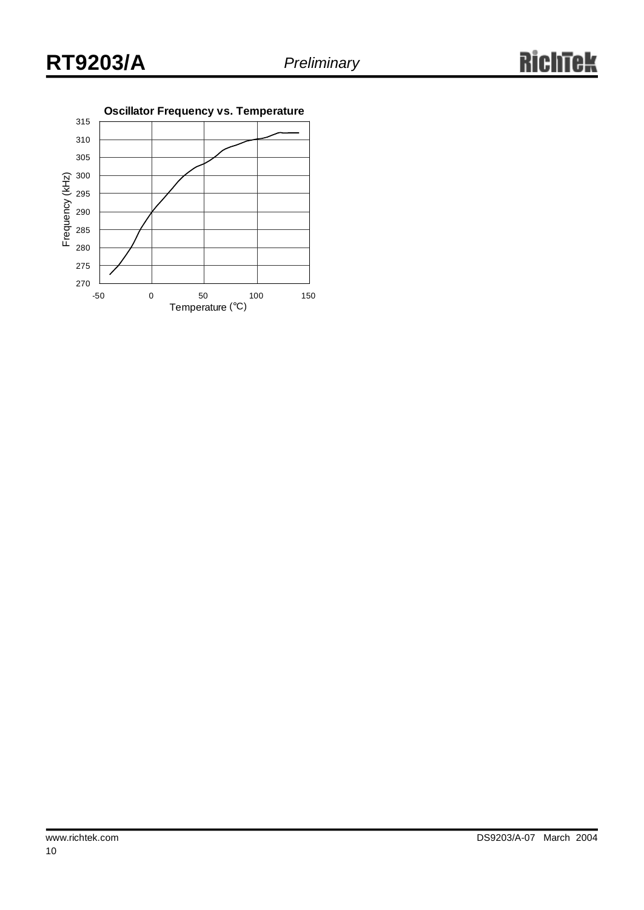**Oscillator Frequency vs. Temperature**

Frequency (kHz)

315
310
305
300
295
290
285
280
275
270

-50 0 50 100 150

Temperature (°C)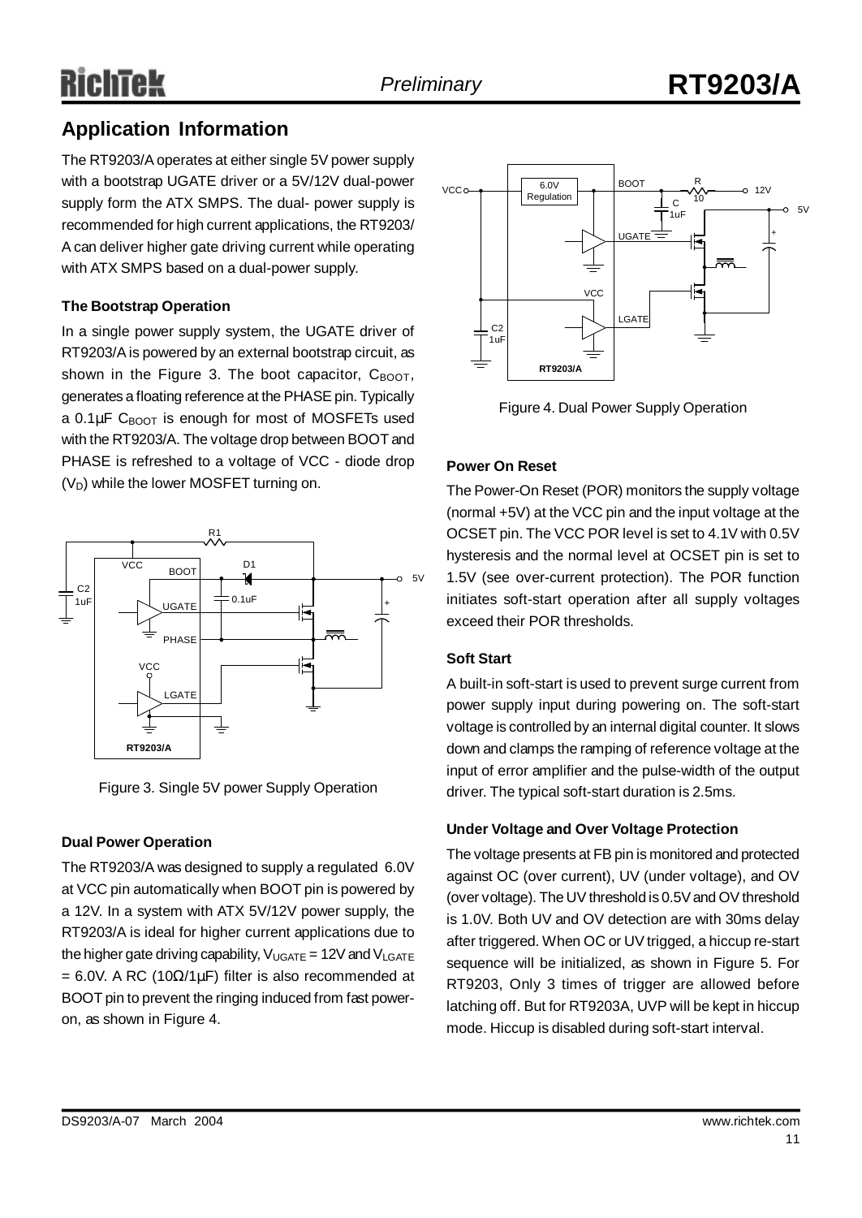## Application Information

The RT9203/A operates at either single 5V power supply with a bootstrap UGATE driver or a 5V/12V dual-power supply form the ATX SMPS. The dual- power supply is recommended for high current applications, the RT9203/A can deliver higher gate driving current while operating with ATX SMPS based on a dual-power supply.

**The Bootstrap Operation**

In a single power supply system, the UGATE driver of RT9203/A is powered by an external bootstrap circuit, as shown in the Figure 3. The boot capacitor, $C_{BOOT}$, generates a floating reference at the PHASE pin. Typically a 0.1μF $C_{BOOT}$ is enough for most of MOSFETs used with the RT9203/A. The voltage drop between BOOT and PHASE is refreshed to a voltage of VCC - diode drop ($V_D$) while the lower MOSFET turning on.

Figure 3. Single 5V power Supply Operation

**Dual Power Operation**

The RT9203/A was designed to supply a regulated 6.0V at VCC pin automatically when BOOT pin is powered by a 12V. In a system with ATX 5V/12V power supply, the RT9203/A is ideal for higher current applications due to the higher gate driving capability, $V_{UGATE}$ = 12V and $V_{LGATE}$ = 6.0V. A RC (10Ω/1μF) filter is also recommended at BOOT pin to prevent the ringing induced from fast power-on, as shown in Figure 4.

Figure 4. Dual Power Supply Operation

**Power On Reset**

The Power-On Reset (POR) monitors the supply voltage (normal +5V) at the VCC pin and the input voltage at the OCSET pin. The VCC POR level is set to 4.1V with 0.5V hysteresis and the normal level at OCSET pin is set to 1.5V (see over-current protection). The POR function initiates soft-start operation after all supply voltages exceed their POR thresholds.

**Soft Start**

A built-in soft-start is used to prevent surge current from power supply input during powering on. The soft-start voltage is controlled by an internal digital counter. It slows down and clamps the ramping of reference voltage at the input of error amplifier and the pulse-width of the output driver. The typical soft-start duration is 2.5ms.

**Under Voltage and Over Voltage Protection**

The voltage presents at FB pin is monitored and protected against OC (over current), UV (under voltage), and OV (over voltage). The UV threshold is 0.5V and OV threshold is 1.0V. Both UV and OV detection are with 30ms delay after triggered. When OC or UV trigged, a hiccup re-start sequence will be initialized, as shown in Figure 5. For RT9203, Only 3 times of trigger are allowed before latching off. But for RT9203A, UVP will be kept in hiccup mode. Hiccup is disabled during soft-start interval.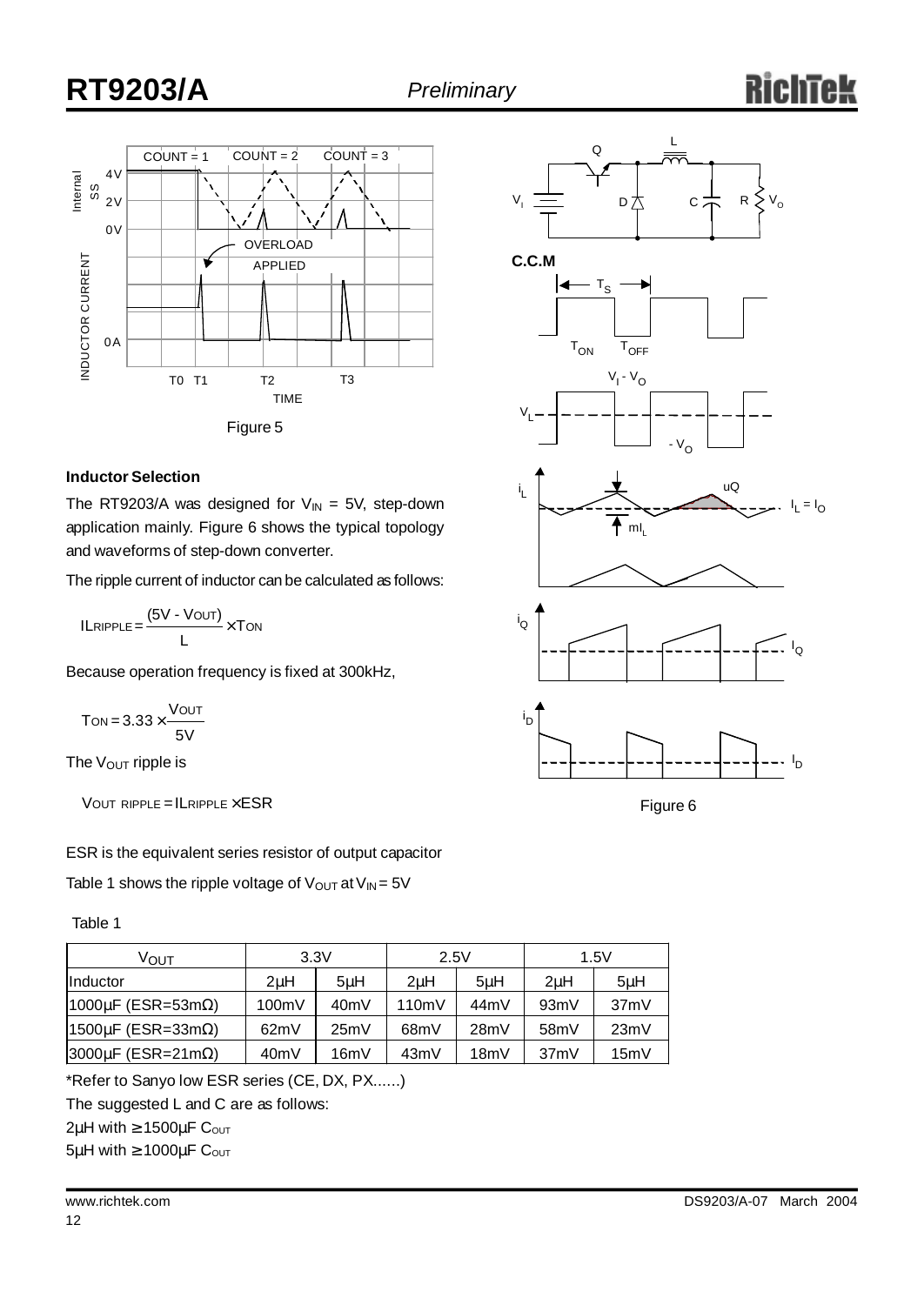Figure 5

### Inductor Selection

The RT9203/A was designed for $V_{IN}$ = 5V, step-down application mainly. Figure 6 shows the typical topology and waveforms of step-down converter.

The ripple current of inductor can be calculated as follows:

$$I_{LRIPPLE} = \frac{(5V - V_{OUT})}{L} \times T_{ON}$$

Because operation frequency is fixed at 300kHz,

$$T_{ON} = 3.33 \times \frac{V_{OUT}}{5V}$$

The $V_{OUT}$ ripple is

$$V_{OUT\ RIPPLE} = I_{LRIPPLE} \times ESR$$

ESR is the equivalent series resistor of output capacitor

Table 1 shows the ripple voltage of $V_{OUT}$ at $V_{IN}$ = 5V

Table 1

| $V_{OUT}$ | 3.3V | | 2.5V | | 1.5V | |
|---|---|---|---|---|---|---|
| Inductor | 2μH | 5μH | 2μH | 5μH | 2μH | 5μH |
| 1000μF (ESR=53mΩ) | 100mV | 40mV | 110mV | 44mV | 93mV | 37mV |
| 1500μF (ESR=33mΩ) | 62mV | 25mV | 68mV | 28mV | 58mV | 23mV |
| 3000μF (ESR=21mΩ) | 40mV | 16mV | 43mV | 18mV | 37mV | 15mV |

*Refer to Sanyo low ESR series (CE, DX, PX......)

The suggested L and C are as follows:

2μH with ≥ 1500μF $C_{OUT}$

5μH with ≥ 1000μF $C_{OUT}$

Figure 6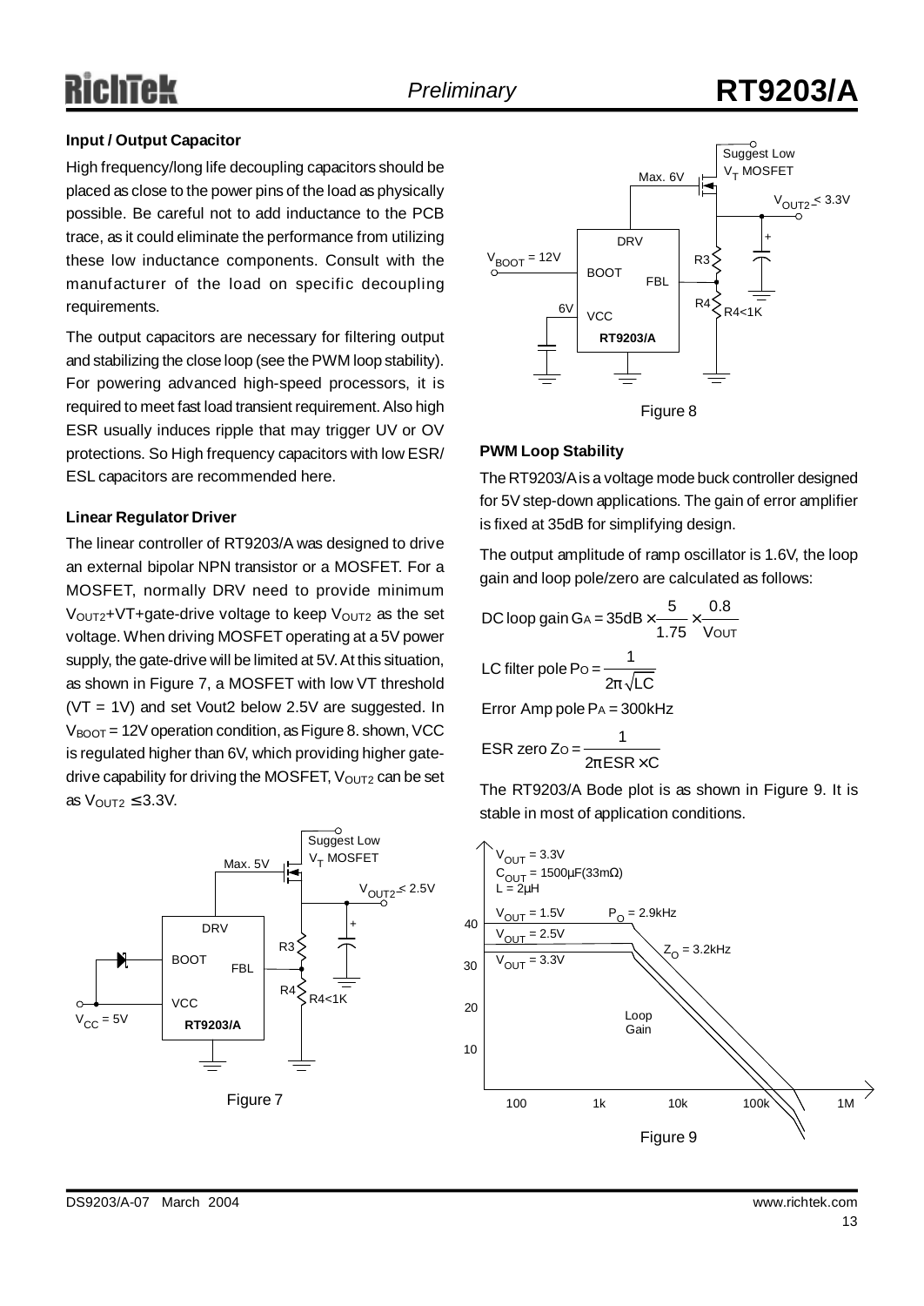#### Input / Output Capacitor

High frequency/long life decoupling capacitors should be placed as close to the power pins of the load as physically possible. Be careful not to add inductance to the PCB trace, as it could eliminate the performance from utilizing these low inductance components. Consult with the manufacturer of the load on specific decoupling requirements.

The output capacitors are necessary for filtering output and stabilizing the close loop (see the PWM loop stability). For powering advanced high-speed processors, it is required to meet fast load transient requirement. Also high ESR usually induces ripple that may trigger UV or OV protections. So High frequency capacitors with low ESR/ESL capacitors are recommended here.

#### Linear Regulator Driver

The linear controller of RT9203/A was designed to drive an external bipolar NPN transistor or a MOSFET. For a MOSFET, normally DRV need to provide minimum $V_{OUT2}$+VT+gate-drive voltage to keep $V_{OUT2}$ as the set voltage. When driving MOSFET operating at a 5V power supply, the gate-drive will be limited at 5V. At this situation, as shown in Figure 7, a MOSFET with low VT threshold (VT = 1V) and set Vout2 below 2.5V are suggested. In $V_{BOOT}$ = 12V operation condition, as Figure 8. shown, VCC is regulated higher than 6V, which providing higher gate-drive capability for driving the MOSFET, $V_{OUT2}$ can be set as $V_{OUT2} \leq 3.3V$.

Figure 7

Figure 8

#### PWM Loop Stability

The RT9203/A is a voltage mode buck controller designed for 5V step-down applications. The gain of error amplifier is fixed at 35dB for simplifying design.

The output amplitude of ramp oscillator is 1.6V, the loop gain and loop pole/zero are calculated as follows:

$$\text{DC loop gain } G_A = 35\text{dB} \times \frac{5}{1.75} \times \frac{0.8}{V_{OUT}}$$

$$\text{LC filter pole } P_O = \frac{1}{2\pi\sqrt{LC}}$$

Error Amp pole $P_A$ = 300kHz

$$\text{ESR zero } Z_O = \frac{1}{2\pi \text{ESR} \times C}$$

The RT9203/A Bode plot is as shown in Figure 9. It is stable in most of application conditions.

Figure 9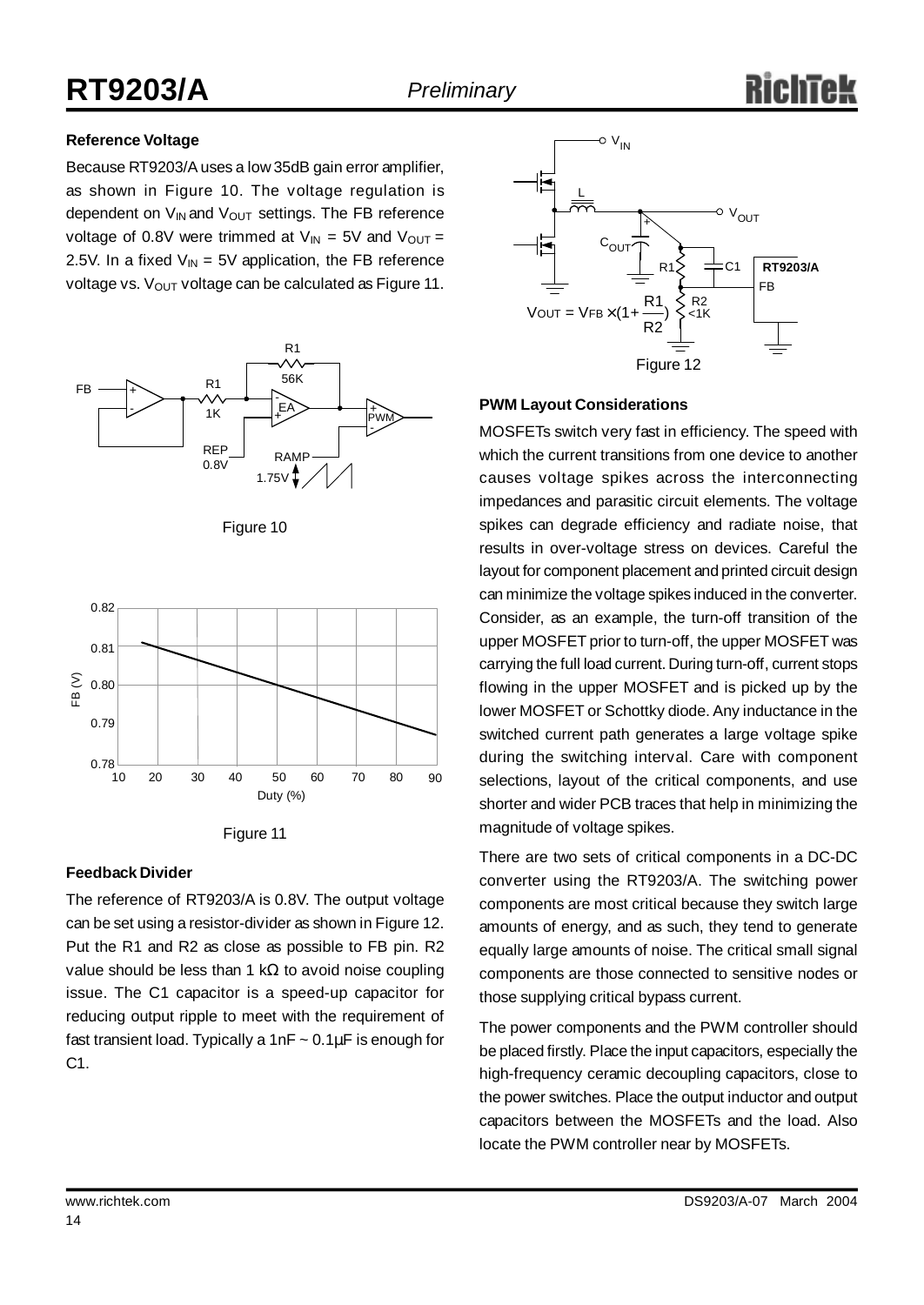#### Reference Voltage

Because RT9203/A uses a low 35dB gain error amplifier, as shown in Figure 10. The voltage regulation is dependent on $V_{IN}$ and $V_{OUT}$ settings. The FB reference voltage of 0.8V were trimmed at $V_{IN}$ = 5V and $V_{OUT}$ = 2.5V. In a fixed $V_{IN}$ = 5V application, the FB reference voltage vs. $V_{OUT}$ voltage can be calculated as Figure 11.

Figure 10

Figure 11

#### Feedback Divider

The reference of RT9203/A is 0.8V. The output voltage can be set using a resistor-divider as shown in Figure 12. Put the R1 and R2 as close as possible to FB pin. R2 value should be less than 1 kΩ to avoid noise coupling issue. The C1 capacitor is a speed-up capacitor for reducing output ripple to meet with the requirement of fast transient load. Typically a 1nF ~ 0.1μF is enough for C1.

$$V_{OUT} = V_{FB} \times \left(1 + \frac{R1}{R2}\right)$$

Figure 12

#### PWM Layout Considerations

MOSFETs switch very fast in efficiency. The speed with which the current transitions from one device to another causes voltage spikes across the interconnecting impedances and parasitic circuit elements. The voltage spikes can degrade efficiency and radiate noise, that results in over-voltage stress on devices. Careful the layout for component placement and printed circuit design can minimize the voltage spikes induced in the converter. Consider, as an example, the turn-off transition of the upper MOSFET prior to turn-off, the upper MOSFET was carrying the full load current. During turn-off, current stops flowing in the upper MOSFET and is picked up by the lower MOSFET or Schottky diode. Any inductance in the switched current path generates a large voltage spike during the switching interval. Care with component selections, layout of the critical components, and use shorter and wider PCB traces that help in minimizing the magnitude of voltage spikes.

There are two sets of critical components in a DC-DC converter using the RT9203/A. The switching power components are most critical because they switch large amounts of energy, and as such, they tend to generate equally large amounts of noise. The critical small signal components are those connected to sensitive nodes or those supplying critical bypass current.

The power components and the PWM controller should be placed firstly. Place the input capacitors, especially the high-frequency ceramic decoupling capacitors, close to the power switches. Place the output inductor and output capacitors between the MOSFETs and the load. Also locate the PWM controller near by MOSFETs.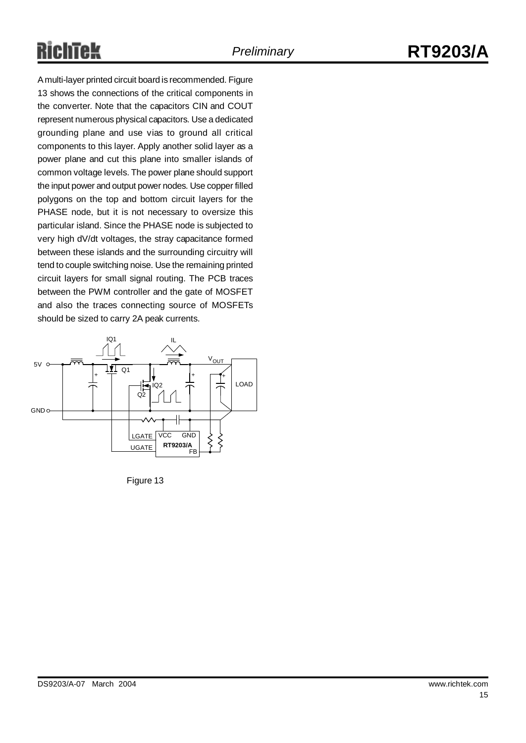A multi-layer printed circuit board is recommended. Figure 13 shows the connections of the critical components in the converter. Note that the capacitors CIN and COUT represent numerous physical capacitors. Use a dedicated grounding plane and use vias to ground all critical components to this layer. Apply another solid layer as a power plane and cut this plane into smaller islands of common voltage levels. The power plane should support the input power and output power nodes. Use copper filled polygons on the top and bottom circuit layers for the PHASE node, but it is not necessary to oversize this particular island. Since the PHASE node is subjected to very high dV/dt voltages, the stray capacitance formed between these islands and the surrounding circuitry will tend to couple switching noise. Use the remaining printed circuit layers for small signal routing. The PCB traces between the PWM controller and the gate of MOSFET and also the traces connecting source of MOSFETs should be sized to carry 2A peak currents.

Figure 13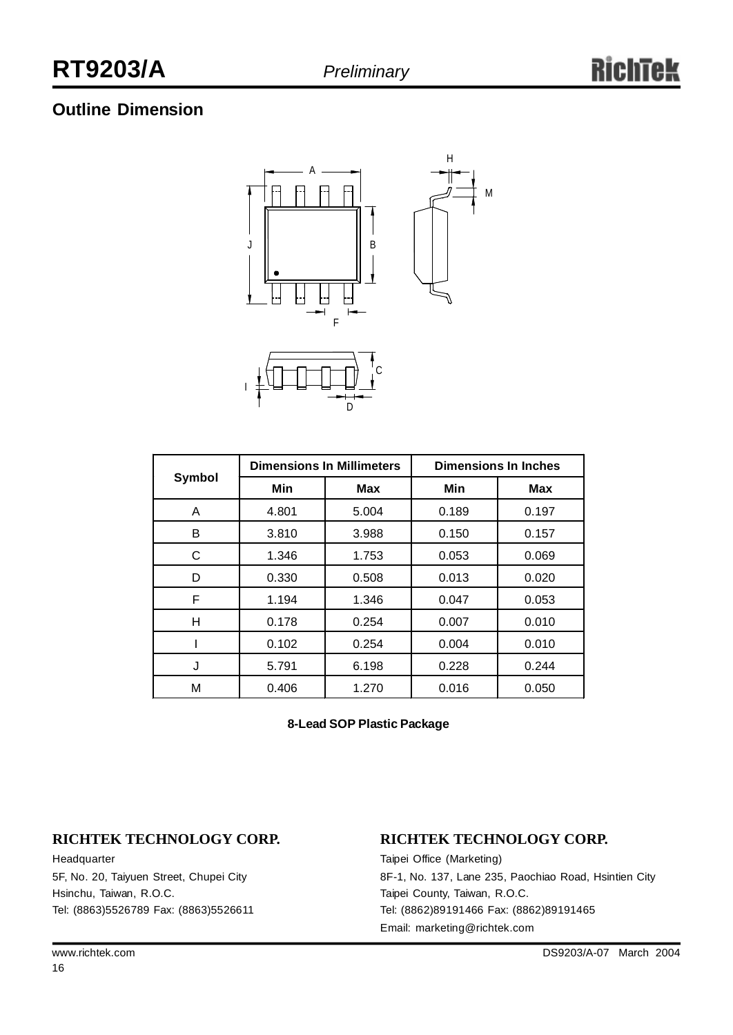## Outline Dimension

| Symbol | Dimensions In Millimeters | | Dimensions In Inches | |
|---|---|---|---|---|
| | Min | Max | Min | Max |
| A | 4.801 | 5.004 | 0.189 | 0.197 |
| B | 3.810 | 3.988 | 0.150 | 0.157 |
| C | 1.346 | 1.753 | 0.053 | 0.069 |
| D | 0.330 | 0.508 | 0.013 | 0.020 |
| F | 1.194 | 1.346 | 0.047 | 0.053 |
| H | 0.178 | 0.254 | 0.007 | 0.010 |
| I | 0.102 | 0.254 | 0.004 | 0.010 |
| J | 5.791 | 6.198 | 0.228 | 0.244 |
| M | 0.406 | 1.270 | 0.016 | 0.050 |

**8-Lead SOP Plastic Package**

**RICHTEK TECHNOLOGY CORP.**

Headquarter
5F, No. 20, Taiyuen Street, Chupei City
Hsinchu, Taiwan, R.O.C.
Tel: (8863)5526789 Fax: (8863)5526611

**RICHTEK TECHNOLOGY CORP.**

Taipei Office (Marketing)
8F-1, No. 137, Lane 235, Paochiao Road, Hsintien City
Taipei County, Taiwan, R.O.C.
Tel: (8862)89191466 Fax: (8862)89191465
Email: marketing@richtek.com